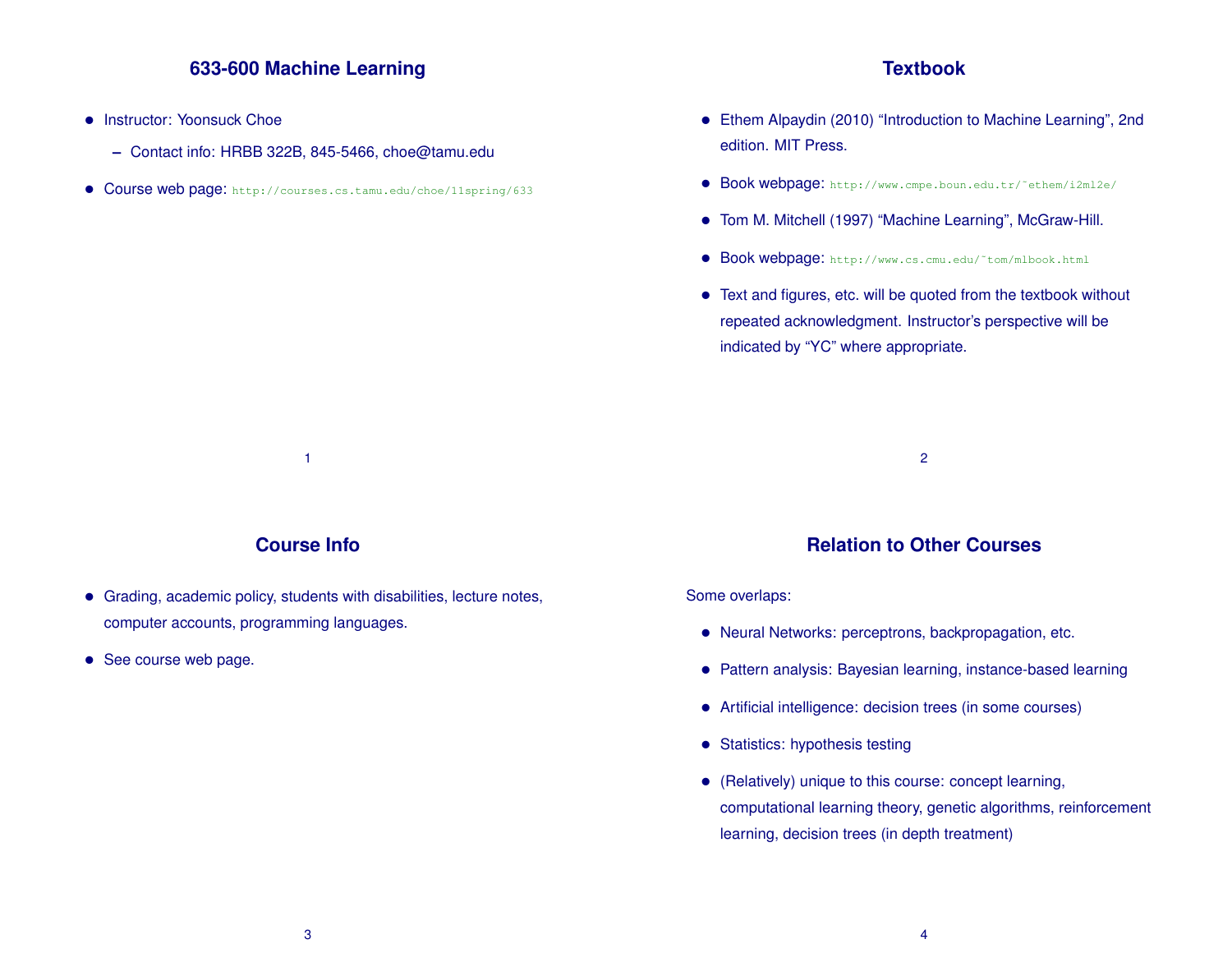## 633-600 Machine Learning

- Instructor: Yoonsuck Choe
  - Contact info: HRBB 322B, 845-5466, choe@tamu.edu
- Course web page: http://courses.cs.tamu.edu/choe/11spring/633

## Textbook

- Ethem Alpaydin (2010) "Introduction to Machine Learning", 2nd edition. MIT Press.
- Book webpage: http://www.cmpe.boun.edu.tr/~ethem/i2ml2e/
- Tom M. Mitchell (1997) "Machine Learning", McGraw-Hill.
- Book webpage: http://www.cs.cmu.edu/~tom/mlbook.html
- Text and figures, etc. will be quoted from the textbook without repeated acknowledgment. Instructor's perspective will be indicated by "YC" where appropriate.

## Course Info

- Grading, academic policy, students with disabilities, lecture notes, computer accounts, programming languages.
- See course web page.

## Relation to Other Courses

Some overlaps:

- Neural Networks: perceptrons, backpropagation, etc.
- Pattern analysis: Bayesian learning, instance-based learning
- Artificial intelligence: decision trees (in some courses)
- Statistics: hypothesis testing
- (Relatively) unique to this course: concept learning, computational learning theory, genetic algorithms, reinforcement learning, decision trees (in depth treatment)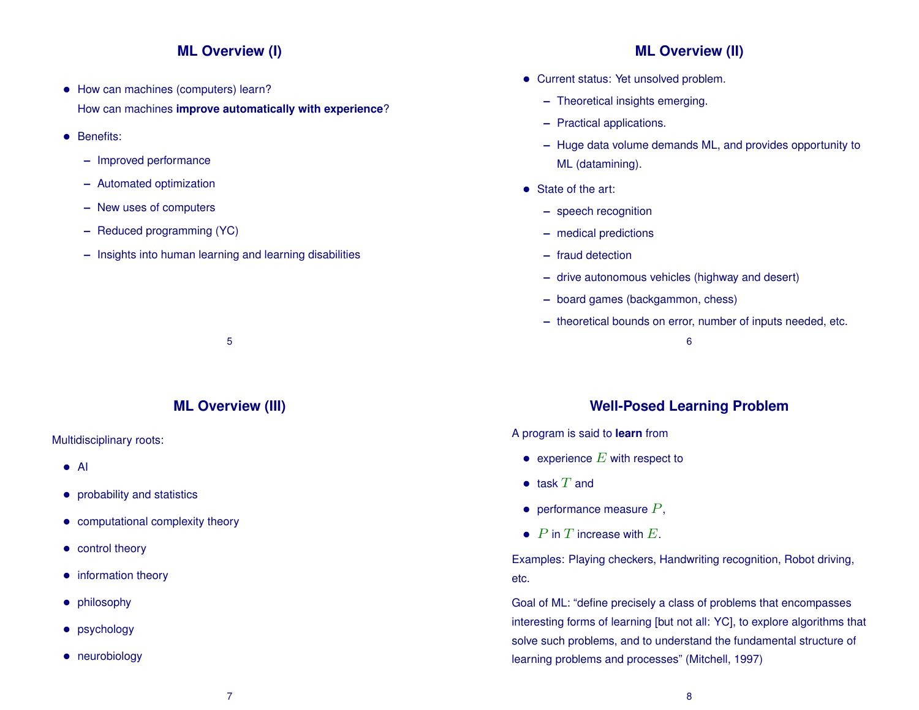## ML Overview (I)

- How can machines (computers) learn?
  How can machines **improve automatically with experience**?
- Benefits:
  - Improved performance
  - Automated optimization
  - New uses of computers
  - Reduced programming (YC)
  - Insights into human learning and learning disabilities

## ML Overview (II)

- Current status: Yet unsolved problem.
  - Theoretical insights emerging.
  - Practical applications.
  - Huge data volume demands ML, and provides opportunity to ML (datamining).
- State of the art:
  - speech recognition
  - medical predictions
  - fraud detection
  - drive autonomous vehicles (highway and desert)
  - board games (backgammon, chess)
  - theoretical bounds on error, number of inputs needed, etc.

## ML Overview (III)

Multidisciplinary roots:

- AI
- probability and statistics
- computational complexity theory
- control theory
- information theory
- philosophy
- psychology
- neurobiology

## Well-Posed Learning Problem

A program is said to **learn** from

- experience $E$ with respect to
- task $T$ and
- performance measure $P$,
- $P$ in $T$ increase with $E$.

Examples: Playing checkers, Handwriting recognition, Robot driving, etc.

Goal of ML: "define precisely a class of problems that encompasses interesting forms of learning [but not all: YC], to explore algorithms that solve such problems, and to understand the fundamental structure of learning problems and processes" (Mitchell, 1997)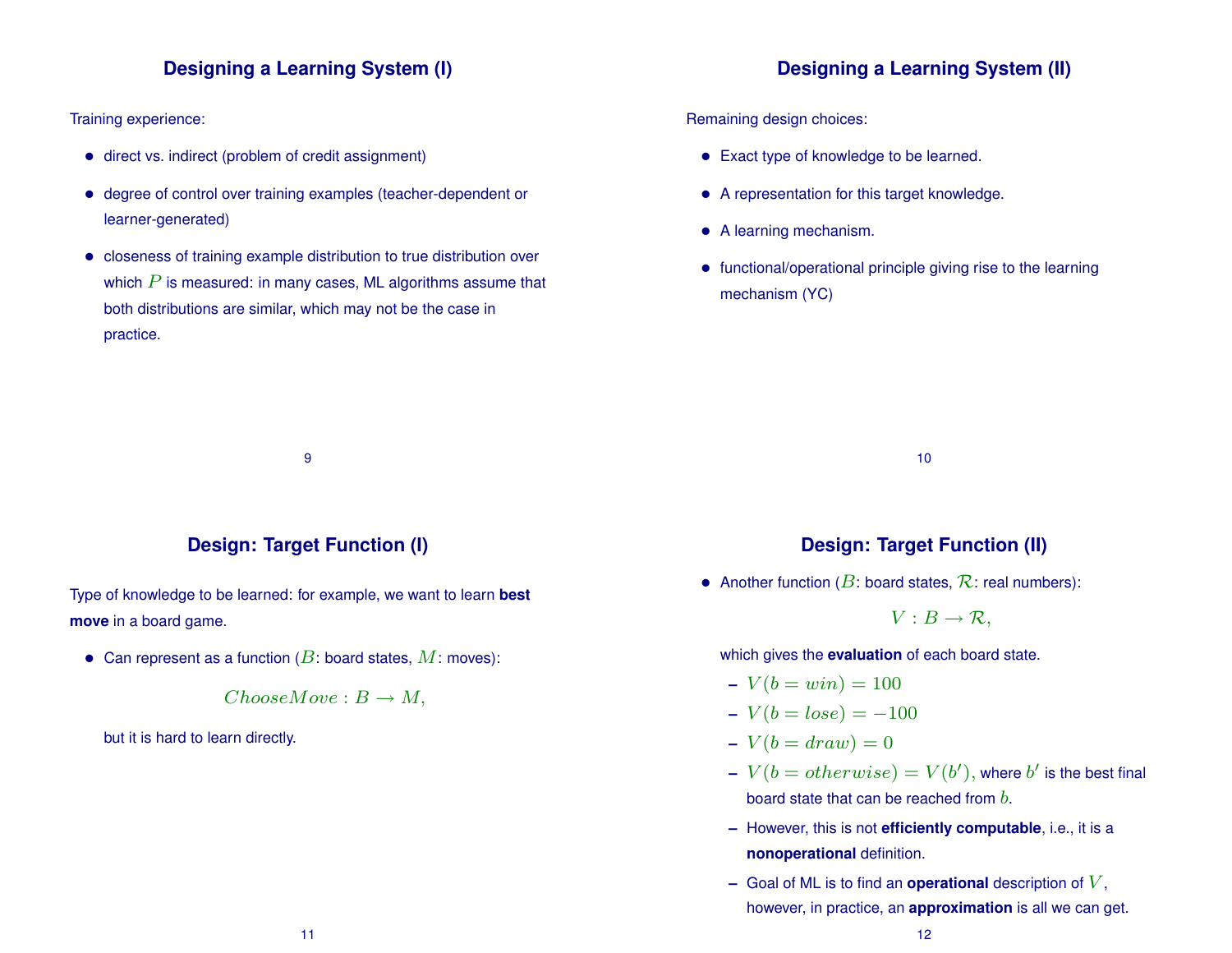## Designing a Learning System (I)

Training experience:

- direct vs. indirect (problem of credit assignment)
- degree of control over training examples (teacher-dependent or learner-generated)
- closeness of training example distribution to true distribution over which $P$ is measured: in many cases, ML algorithms assume that both distributions are similar, which may not be the case in practice.

## Designing a Learning System (II)

Remaining design choices:

- Exact type of knowledge to be learned.
- A representation for this target knowledge.
- A learning mechanism.
- functional/operational principle giving rise to the learning mechanism (YC)

## Design: Target Function (I)

Type of knowledge to be learned: for example, we want to learn **best move** in a board game.

- Can represent as a function ($B$: board states, $M$: moves):

$$ChooseMove : B \rightarrow M,$$

  but it is hard to learn directly.

## Design: Target Function (II)

- Another function ($B$: board states, $\mathcal{R}$: real numbers):

$$V : B \rightarrow \mathcal{R},$$

  which gives the **evaluation** of each board state.
  - $V(b = win) = 100$
  - $V(b = lose) = -100$
  - $V(b = draw) = 0$
  - $V(b = otherwise) = V(b')$, where $b'$ is the best final board state that can be reached from $b$.
  - However, this is not **efficiently computable**, i.e., it is a **nonoperational** definition.
  - Goal of ML is to find an **operational** description of $V$, however, in practice, an **approximation** is all we can get.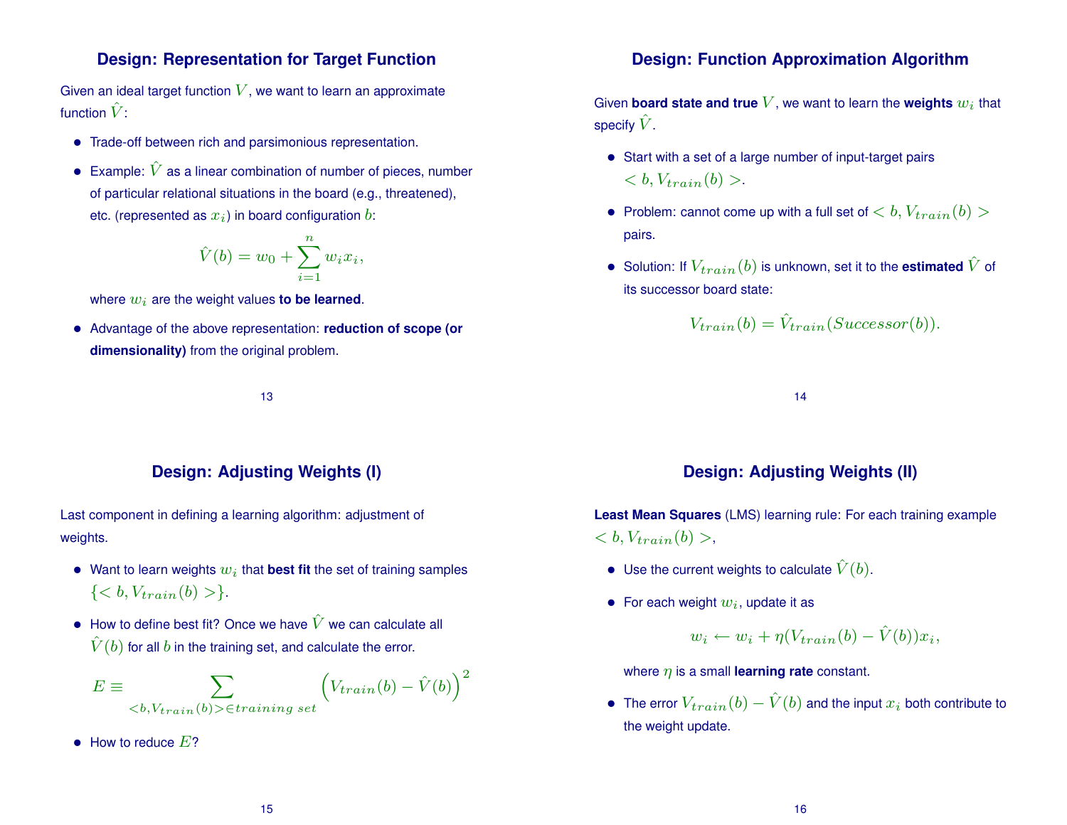## Design: Representation for Target Function

Given an ideal target function $V$, we want to learn an approximate function $\hat{V}$:

- Trade-off between rich and parsimonious representation.
- Example: $\hat{V}$ as a linear combination of number of pieces, number of particular relational situations in the board (e.g., threatened), etc. (represented as $x_i$) in board configuration $b$:

$$\hat{V}(b) = w_0 + \sum_{i=1}^{n} w_i x_i,$$

  where $w_i$ are the weight values **to be learned**.
- Advantage of the above representation: **reduction of scope (or dimensionality)** from the original problem.

## Design: Function Approximation Algorithm

Given **board state and true** $V$, we want to learn the **weights** $w_i$ that specify $\hat{V}$.

- Start with a set of a large number of input-target pairs $< b, V_{train}(b) >$.
- Problem: cannot come up with a full set of $< b, V_{train}(b) >$ pairs.
- Solution: If $V_{train}(b)$ is unknown, set it to the **estimated** $\hat{V}$ of its successor board state:

$$V_{train}(b) = \hat{V}_{train}(Successor(b)).$$

## Design: Adjusting Weights (I)

Last component in defining a learning algorithm: adjustment of weights.

- Want to learn weights $w_i$ that **best fit** the set of training samples $\{< b, V_{train}(b) >\}$.
- How to define best fit? Once we have $\hat{V}$ we can calculate all $\hat{V}(b)$ for all $b$ in the training set, and calculate the error.

$$E \equiv \sum_{< b, V_{train}(b) > \in training\ set} \left( V_{train}(b) - \hat{V}(b) \right)^2$$

- How to reduce $E$?

## Design: Adjusting Weights (II)

**Least Mean Squares** (LMS) learning rule: For each training example $< b, V_{train}(b) >$,

- Use the current weights to calculate $\hat{V}(b)$.
- For each weight $w_i$, update it as

$$w_i \leftarrow w_i + \eta (V_{train}(b) - \hat{V}(b)) x_i,$$

  where $\eta$ is a small **learning rate** constant.
- The error $V_{train}(b) - \hat{V}(b)$ and the input $x_i$ both contribute to the weight update.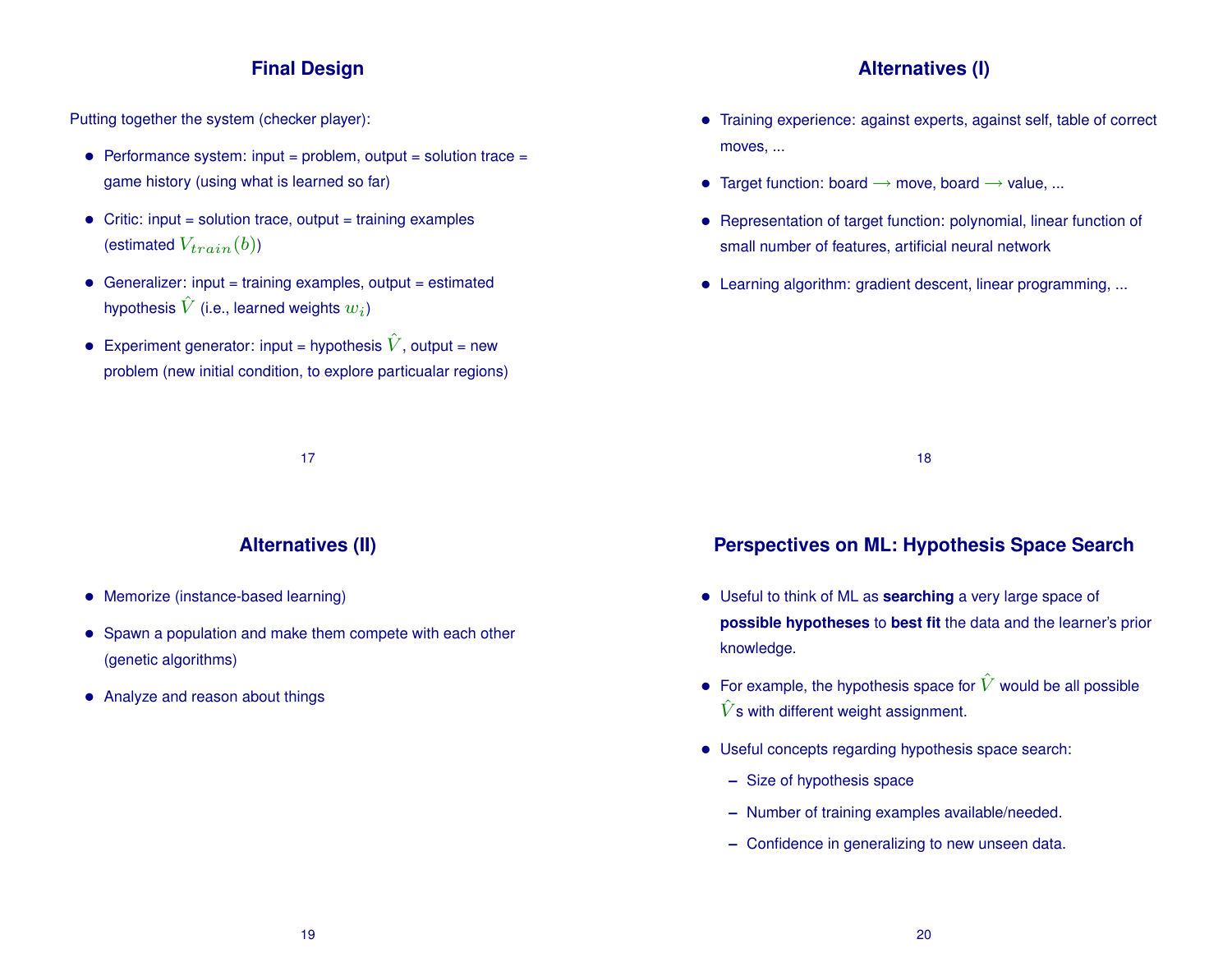## Final Design

Putting together the system (checker player):

- Performance system: input = problem, output = solution trace = game history (using what is learned so far)
- Critic: input = solution trace, output = training examples (estimated $V_{train}(b)$)
- Generalizer: input = training examples, output = estimated hypothesis $\hat{V}$ (i.e., learned weights $w_i$)
- Experiment generator: input = hypothesis $\hat{V}$, output = new problem (new initial condition, to explore particualar regions)

## Alternatives (I)

- Training experience: against experts, against self, table of correct moves, ...
- Target function: board $\longrightarrow$ move, board $\longrightarrow$ value, ...
- Representation of target function: polynomial, linear function of small number of features, artificial neural network
- Learning algorithm: gradient descent, linear programming, ...

## Alternatives (II)

- Memorize (instance-based learning)
- Spawn a population and make them compete with each other (genetic algorithms)
- Analyze and reason about things

## Perspectives on ML: Hypothesis Space Search

- Useful to think of ML as **searching** a very large space of **possible hypotheses** to **best fit** the data and the learner's prior knowledge.
- For example, the hypothesis space for $\hat{V}$ would be all possible $\hat{V}$s with different weight assignment.
- Useful concepts regarding hypothesis space search:
  - Size of hypothesis space
  - Number of training examples available/needed.
  - Confidence in generalizing to new unseen data.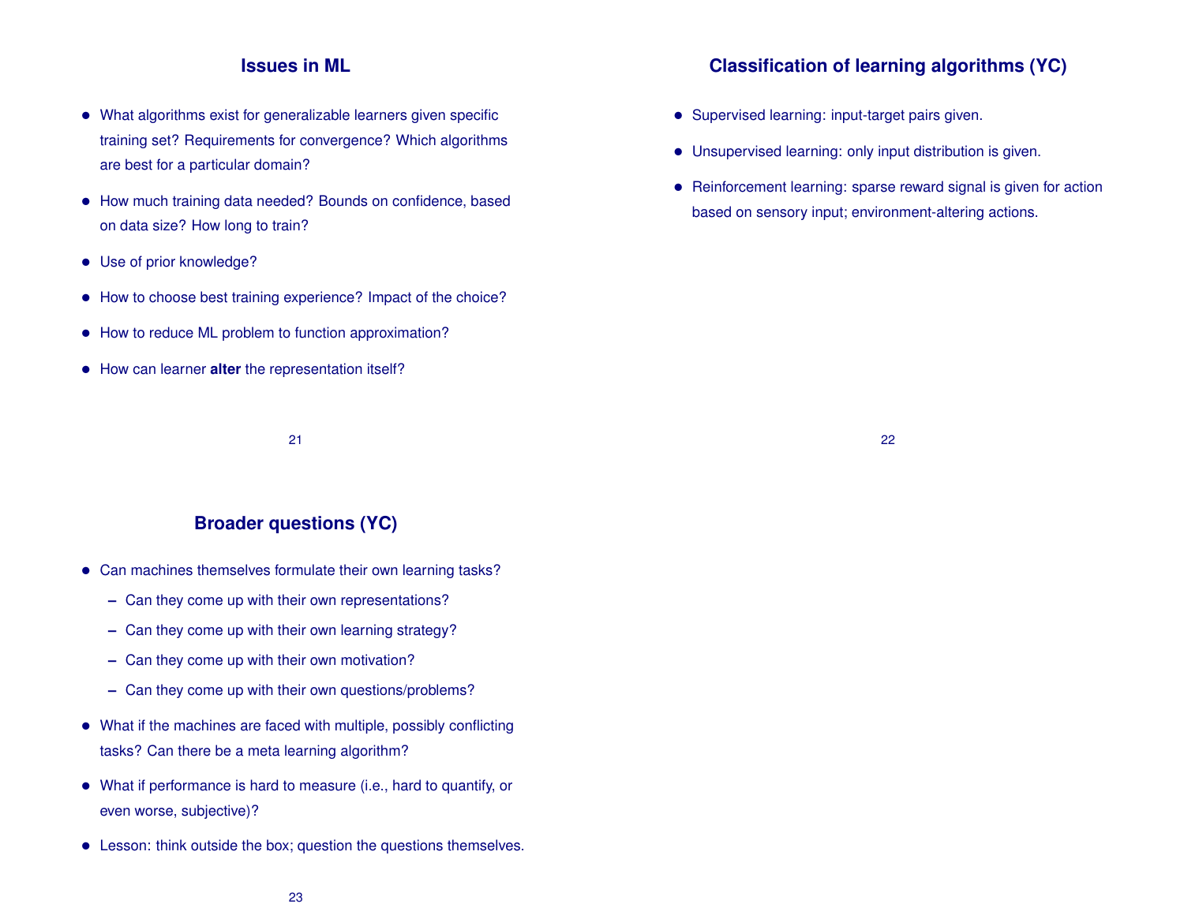## Issues in ML

- What algorithms exist for generalizable learners given specific training set? Requirements for convergence? Which algorithms are best for a particular domain?
- How much training data needed? Bounds on confidence, based on data size? How long to train?
- Use of prior knowledge?
- How to choose best training experience? Impact of the choice?
- How to reduce ML problem to function approximation?
- How can learner **alter** the representation itself?

## Classification of learning algorithms (YC)

- Supervised learning: input-target pairs given.
- Unsupervised learning: only input distribution is given.
- Reinforcement learning: sparse reward signal is given for action based on sensory input; environment-altering actions.

## Broader questions (YC)

- Can machines themselves formulate their own learning tasks?
  - Can they come up with their own representations?
  - Can they come up with their own learning strategy?
  - Can they come up with their own motivation?
  - Can they come up with their own questions/problems?
- What if the machines are faced with multiple, possibly conflicting tasks? Can there be a meta learning algorithm?
- What if performance is hard to measure (i.e., hard to quantify, or even worse, subjective)?
- Lesson: think outside the box; question the questions themselves.